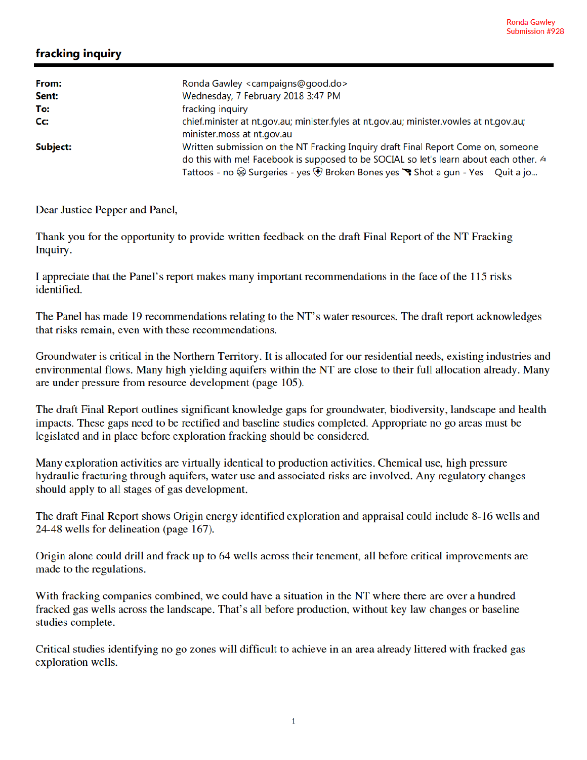Ronda Gawley
Submission #928

# fracking inquiry

| | |
|---|---|
| **From:** | Ronda Gawley <campaigns@good.do> |
| **Sent:** | Wednesday, 7 February 2018 3:47 PM |
| **To:** | fracking inquiry |
| **Cc:** | chief.minister at nt.gov.au; minister.fyles at nt.gov.au; minister.vowles at nt.gov.au; minister.moss at nt.gov.au |
| **Subject:** | Written submission on the NT Fracking Inquiry draft Final Report Come on, someone do this with me! Facebook is supposed to be SOCIAL so let's learn about each other. ✍ Tattoos - no 😨 Surgeries - yes 🛡 Broken Bones yes 🔫 Shot a gun - Yes Quit a jo... |

Dear Justice Pepper and Panel,

Thank you for the opportunity to provide written feedback on the draft Final Report of the NT Fracking Inquiry.

I appreciate that the Panel's report makes many important recommendations in the face of the 115 risks identified.

The Panel has made 19 recommendations relating to the NT's water resources. The draft report acknowledges that risks remain, even with these recommendations.

Groundwater is critical in the Northern Territory. It is allocated for our residential needs, existing industries and environmental flows. Many high yielding aquifers within the NT are close to their full allocation already. Many are under pressure from resource development (page 105).

The draft Final Report outlines significant knowledge gaps for groundwater, biodiversity, landscape and health impacts. These gaps need to be rectified and baseline studies completed. Appropriate no go areas must be legislated and in place before exploration fracking should be considered.

Many exploration activities are virtually identical to production activities. Chemical use, high pressure hydraulic fracturing through aquifers, water use and associated risks are involved. Any regulatory changes should apply to all stages of gas development.

The draft Final Report shows Origin energy identified exploration and appraisal could include 8-16 wells and 24-48 wells for delineation (page 167).

Origin alone could drill and frack up to 64 wells across their tenement, all before critical improvements are made to the regulations.

With fracking companies combined, we could have a situation in the NT where there are over a hundred fracked gas wells across the landscape. That's all before production, without key law changes or baseline studies complete.

Critical studies identifying no go zones will difficult to achieve in an area already littered with fracked gas exploration wells.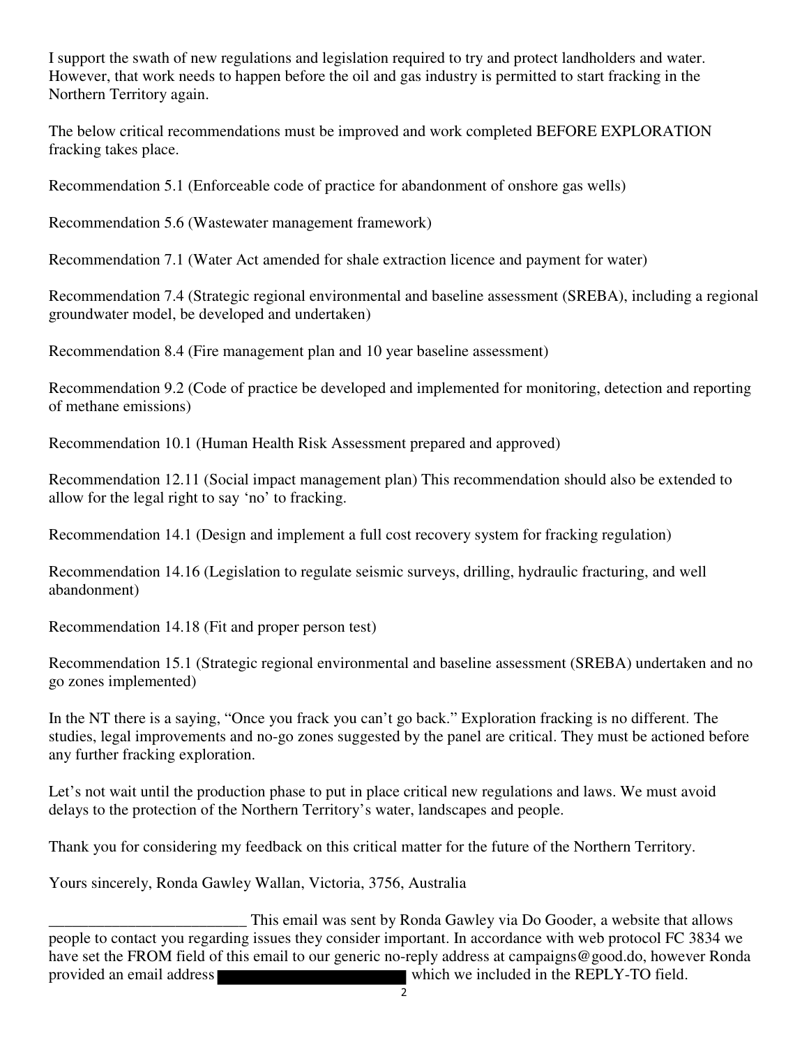I support the swath of new regulations and legislation required to try and protect landholders and water. However, that work needs to happen before the oil and gas industry is permitted to start fracking in the Northern Territory again.

The below critical recommendations must be improved and work completed BEFORE EXPLORATION fracking takes place.

Recommendation 5.1 (Enforceable code of practice for abandonment of onshore gas wells)

Recommendation 5.6 (Wastewater management framework)

Recommendation 7.1 (Water Act amended for shale extraction licence and payment for water)

Recommendation 7.4 (Strategic regional environmental and baseline assessment (SREBA), including a regional groundwater model, be developed and undertaken)

Recommendation 8.4 (Fire management plan and 10 year baseline assessment)

Recommendation 9.2 (Code of practice be developed and implemented for monitoring, detection and reporting of methane emissions)

Recommendation 10.1 (Human Health Risk Assessment prepared and approved)

Recommendation 12.11 (Social impact management plan) This recommendation should also be extended to allow for the legal right to say 'no' to fracking.

Recommendation 14.1 (Design and implement a full cost recovery system for fracking regulation)

Recommendation 14.16 (Legislation to regulate seismic surveys, drilling, hydraulic fracturing, and well abandonment)

Recommendation 14.18 (Fit and proper person test)

Recommendation 15.1 (Strategic regional environmental and baseline assessment (SREBA) undertaken and no go zones implemented)

In the NT there is a saying, "Once you frack you can't go back." Exploration fracking is no different. The studies, legal improvements and no-go zones suggested by the panel are critical. They must be actioned before any further fracking exploration.

Let's not wait until the production phase to put in place critical new regulations and laws. We must avoid delays to the protection of the Northern Territory's water, landscapes and people.

Thank you for considering my feedback on this critical matter for the future of the Northern Territory.

Yours sincerely, Ronda Gawley Wallan, Victoria, 3756, Australia

_________________________ This email was sent by Ronda Gawley via Do Gooder, a website that allows people to contact you regarding issues they consider important. In accordance with web protocol FC 3834 we have set the FROM field of this email to our generic no-reply address at campaigns@good.do, however Ronda provided an email address [REDACTED] which we included in the REPLY-TO field.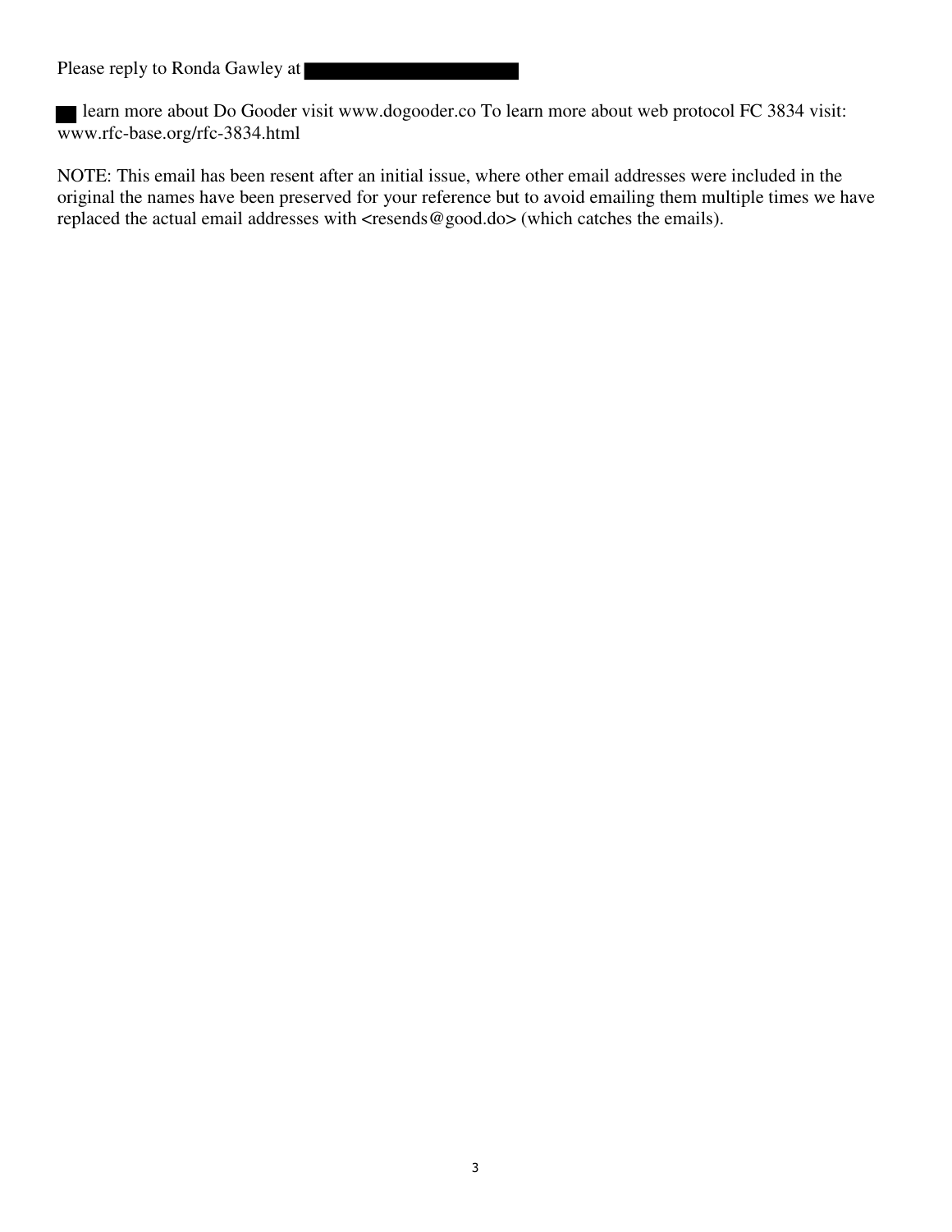Please reply to Ronda Gawley at ████████████

██ learn more about Do Gooder visit www.dogooder.co To learn more about web protocol FC 3834 visit: www.rfc-base.org/rfc-3834.html

NOTE: This email has been resent after an initial issue, where other email addresses were included in the original the names have been preserved for your reference but to avoid emailing them multiple times we have replaced the actual email addresses with <resends@good.do> (which catches the emails).